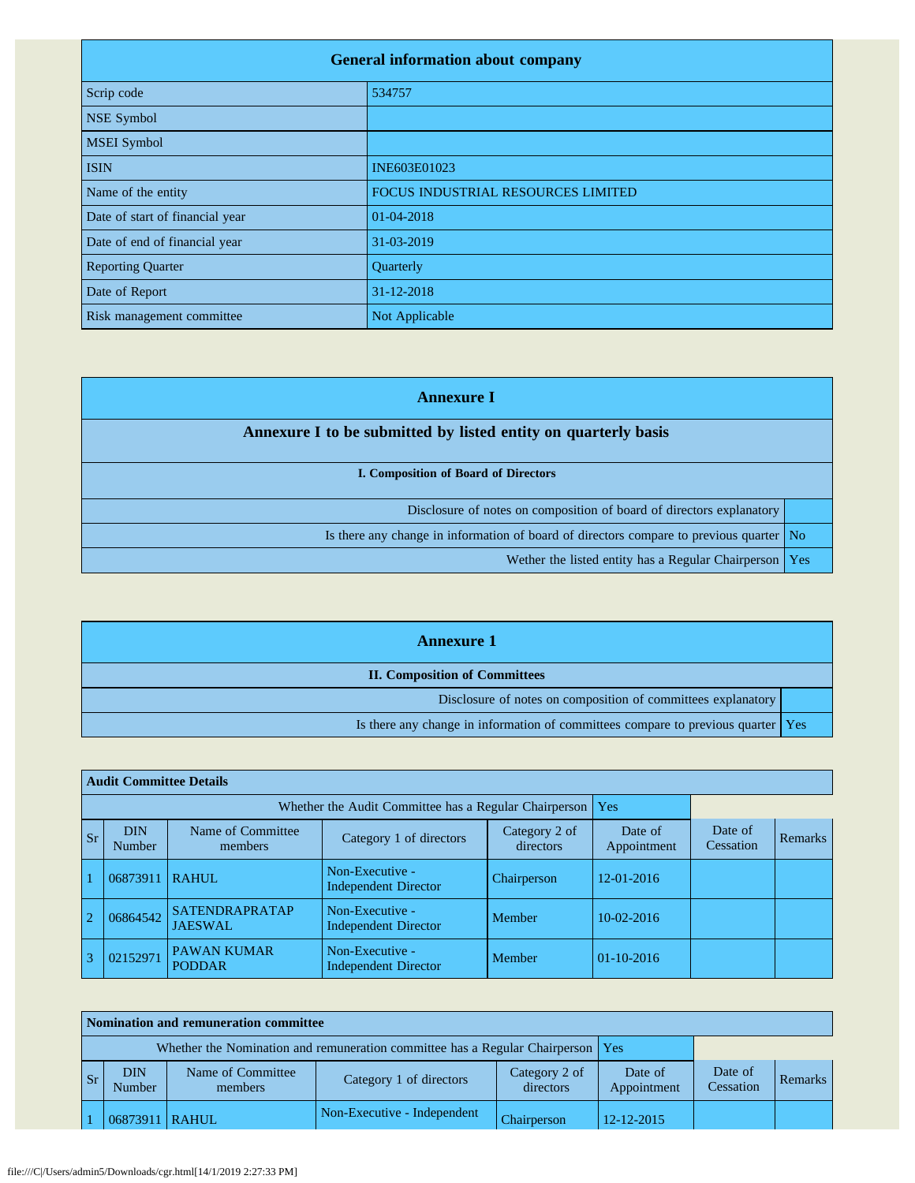| General information about company | |
|---|---|
| Scrip code | 534757 |
| NSE Symbol | |
| MSEI Symbol | |
| ISIN | INE603E01023 |
| Name of the entity | FOCUS INDUSTRIAL RESOURCES LIMITED |
| Date of start of financial year | 01-04-2018 |
| Date of end of financial year | 31-03-2019 |
| Reporting Quarter | Quarterly |
| Date of Report | 31-12-2018 |
| Risk management committee | Not Applicable |

## Annexure I

### Annexure I to be submitted by listed entity on quarterly basis

**I. Composition of Board of Directors**

| | |
|---|---|
| Disclosure of notes on composition of board of directors explanatory | |
| Is there any change in information of board of directors compare to previous quarter | No |
| Wether the listed entity has a Regular Chairperson | Yes |

## Annexure 1

**II. Composition of Committees**

| | |
|---|---|
| Disclosure of notes on composition of committees explanatory | |
| Is there any change in information of committees compare to previous quarter | Yes |

**Audit Committee Details**

Whether the Audit Committee has a Regular Chairperson: Yes

| Sr | DIN Number | Name of Committee members | Category 1 of directors | Category 2 of directors | Date of Appointment | Date of Cessation | Remarks |
|---|---|---|---|---|---|---|---|
| 1 | 06873911 | RAHUL | Non-Executive - Independent Director | Chairperson | 12-01-2016 | | |
| 2 | 06864542 | SATENDRAPRATAP JAESWAL | Non-Executive - Independent Director | Member | 10-02-2016 | | |
| 3 | 02152971 | PAWAN KUMAR PODDAR | Non-Executive - Independent Director | Member | 01-10-2016 | | |

**Nomination and remuneration committee**

Whether the Nomination and remuneration committee has a Regular Chairperson: Yes

| Sr | DIN Number | Name of Committee members | Category 1 of directors | Category 2 of directors | Date of Appointment | Date of Cessation | Remarks |
|---|---|---|---|---|---|---|---|
| 1 | 06873911 | RAHUL | Non-Executive - Independent | Chairperson | 12-12-2015 | | |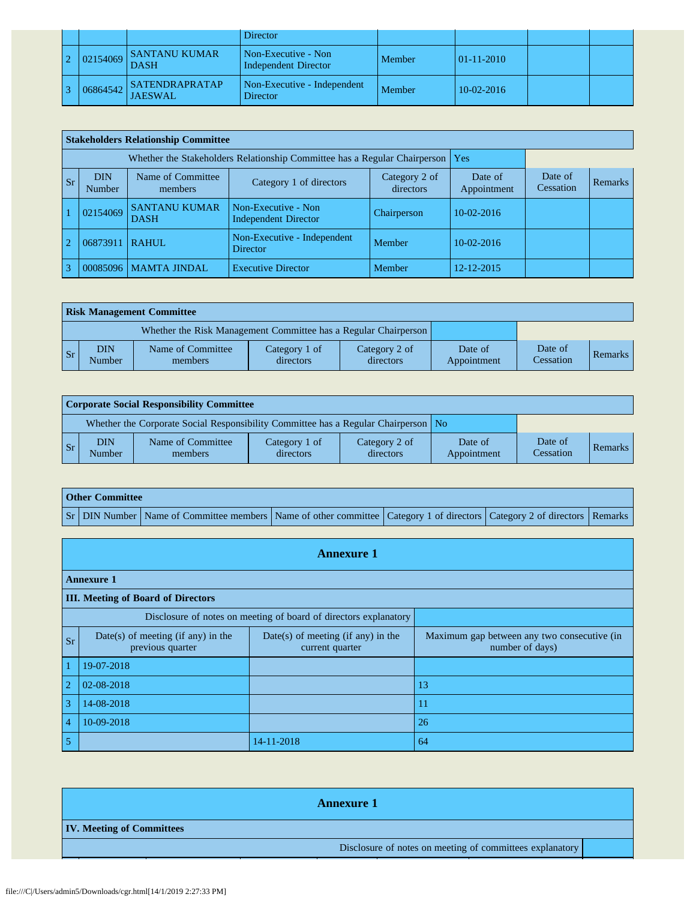| | | | Director | | | | |
|---|---|---|---|---|---|---|---|
| 2 | 02154069 | SANTANU KUMAR DASH | Non-Executive - Non Independent Director | Member | 01-11-2010 | | |
| 3 | 06864542 | SATENDRAPRATAP JAESWAL | Non-Executive - Independent Director | Member | 10-02-2016 | | |

**Stakeholders Relationship Committee**

Whether the Stakeholders Relationship Committee has a Regular Chairperson: Yes

| Sr | DIN Number | Name of Committee members | Category 1 of directors | Category 2 of directors | Date of Appointment | Date of Cessation | Remarks |
|---|---|---|---|---|---|---|---|
| 1 | 02154069 | SANTANU KUMAR DASH | Non-Executive - Non Independent Director | Chairperson | 10-02-2016 | | |
| 2 | 06873911 | RAHUL | Non-Executive - Independent Director | Member | 10-02-2016 | | |
| 3 | 00085096 | MAMTA JINDAL | Executive Director | Member | 12-12-2015 | | |

**Risk Management Committee**

Whether the Risk Management Committee has a Regular Chairperson:

| Sr | DIN Number | Name of Committee members | Category 1 of directors | Category 2 of directors | Date of Appointment | Date of Cessation | Remarks |
|---|---|---|---|---|---|---|---|

**Corporate Social Responsibility Committee**

Whether the Corporate Social Responsibility Committee has a Regular Chairperson: No

| Sr | DIN Number | Name of Committee members | Category 1 of directors | Category 2 of directors | Date of Appointment | Date of Cessation | Remarks |
|---|---|---|---|---|---|---|---|

**Other Committee**

| Sr | DIN Number | Name of Committee members | Name of other committee | Category 1 of directors | Category 2 of directors | Remarks |
|---|---|---|---|---|---|---|

## Annexure 1

**Annexure 1**

**III. Meeting of Board of Directors**

Disclosure of notes on meeting of board of directors explanatory

| Sr | Date(s) of meeting (if any) in the previous quarter | Date(s) of meeting (if any) in the current quarter | Maximum gap between any two consecutive (in number of days) |
|---|---|---|---|
| 1 | 19-07-2018 | | |
| 2 | 02-08-2018 | | 13 |
| 3 | 14-08-2018 | | 11 |
| 4 | 10-09-2018 | | 26 |
| 5 | | 14-11-2018 | 64 |

## Annexure 1

**IV. Meeting of Committees**

Disclosure of notes on meeting of committees explanatory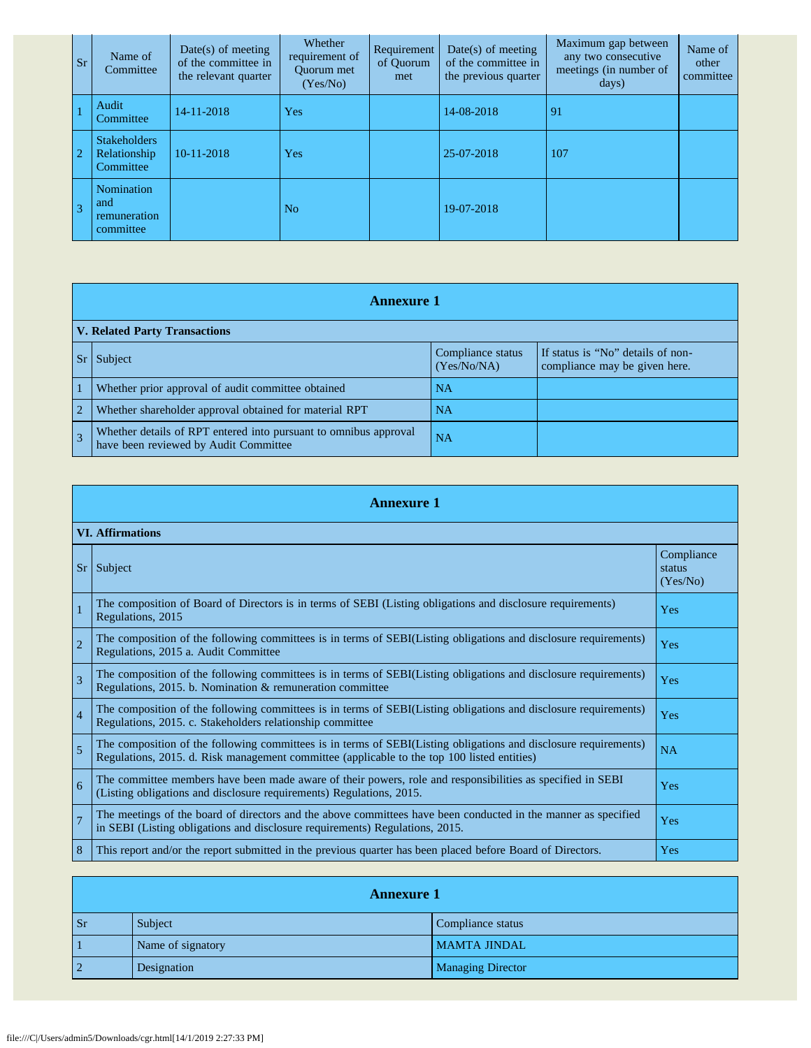| Sr | Name of Committee | Date(s) of meeting of the committee in the relevant quarter | Whether requirement of Quorum met (Yes/No) | Requirement of Quorum met | Date(s) of meeting of the committee in the previous quarter | Maximum gap between any two consecutive meetings (in number of days) | Name of other committee |
|---|---|---|---|---|---|---|---|
| 1 | Audit Committee | 14-11-2018 | Yes | | 14-08-2018 | 91 | |
| 2 | Stakeholders Relationship Committee | 10-11-2018 | Yes | | 25-07-2018 | 107 | |
| 3 | Nomination and remuneration committee | | No | | 19-07-2018 | | |

## Annexure 1

**V. Related Party Transactions**

| Sr | Subject | Compliance status (Yes/No/NA) | If status is "No" details of non-compliance may be given here. |
|---|---|---|---|
| 1 | Whether prior approval of audit committee obtained | NA | |
| 2 | Whether shareholder approval obtained for material RPT | NA | |
| 3 | Whether details of RPT entered into pursuant to omnibus approval have been reviewed by Audit Committee | NA | |

## Annexure 1

**VI. Affirmations**

| Sr | Subject | Compliance status (Yes/No) |
|---|---|---|
| 1 | The composition of Board of Directors is in terms of SEBI (Listing obligations and disclosure requirements) Regulations, 2015 | Yes |
| 2 | The composition of the following committees is in terms of SEBI(Listing obligations and disclosure requirements) Regulations, 2015 a. Audit Committee | Yes |
| 3 | The composition of the following committees is in terms of SEBI(Listing obligations and disclosure requirements) Regulations, 2015. b. Nomination & remuneration committee | Yes |
| 4 | The composition of the following committees is in terms of SEBI(Listing obligations and disclosure requirements) Regulations, 2015. c. Stakeholders relationship committee | Yes |
| 5 | The composition of the following committees is in terms of SEBI(Listing obligations and disclosure requirements) Regulations, 2015. d. Risk management committee (applicable to the top 100 listed entities) | NA |
| 6 | The committee members have been made aware of their powers, role and responsibilities as specified in SEBI (Listing obligations and disclosure requirements) Regulations, 2015. | Yes |
| 7 | The meetings of the board of directors and the above committees have been conducted in the manner as specified in SEBI (Listing obligations and disclosure requirements) Regulations, 2015. | Yes |
| 8 | This report and/or the report submitted in the previous quarter has been placed before Board of Directors. | Yes |

## Annexure 1

| Sr | Subject | Compliance status |
|---|---|---|
| 1 | Name of signatory | MAMTA JINDAL |
| 2 | Designation | Managing Director |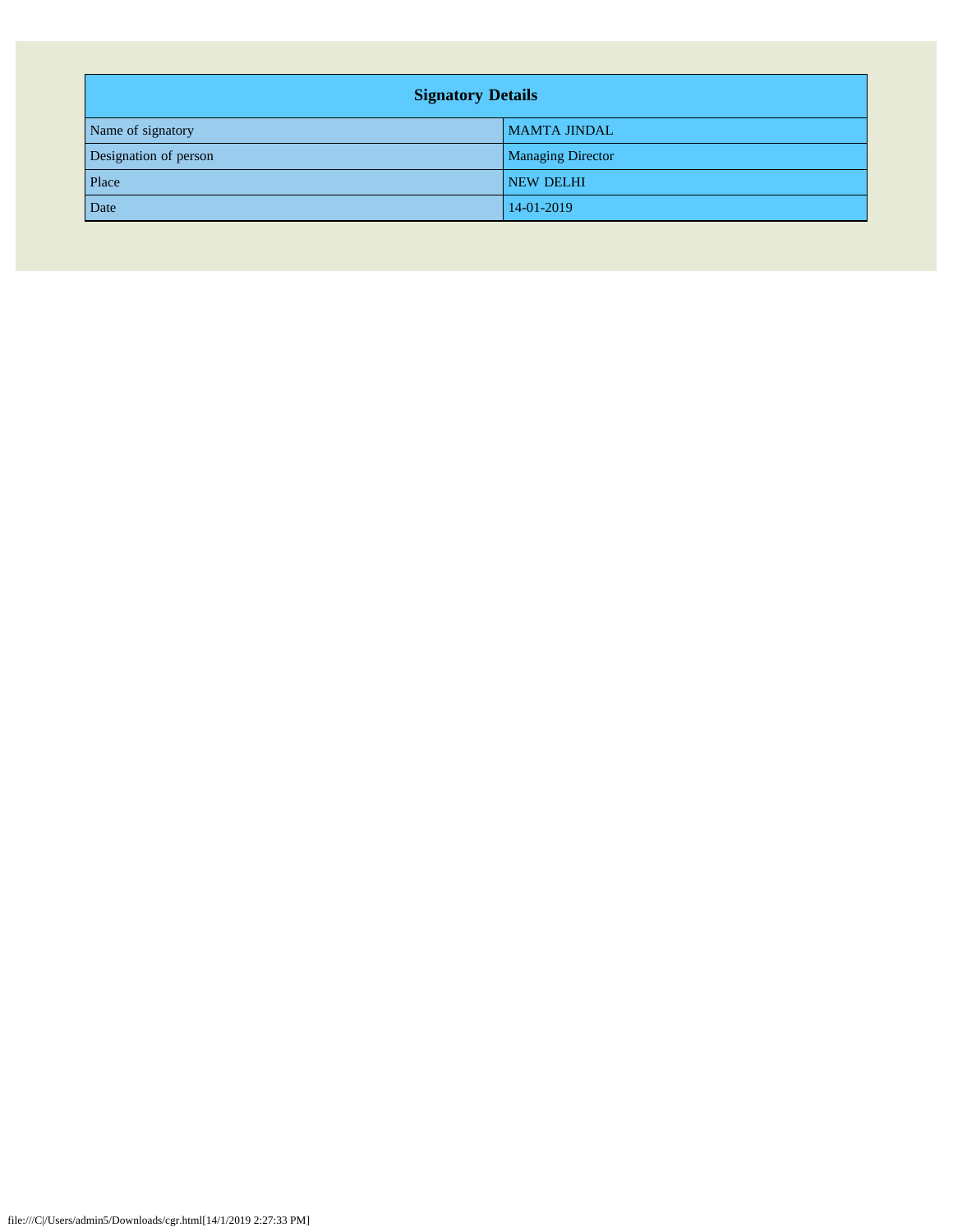| Signatory Details | |
| --- | --- |
| Name of signatory | MAMTA JINDAL |
| Designation of person | Managing Director |
| Place | NEW DELHI |
| Date | 14-01-2019 |